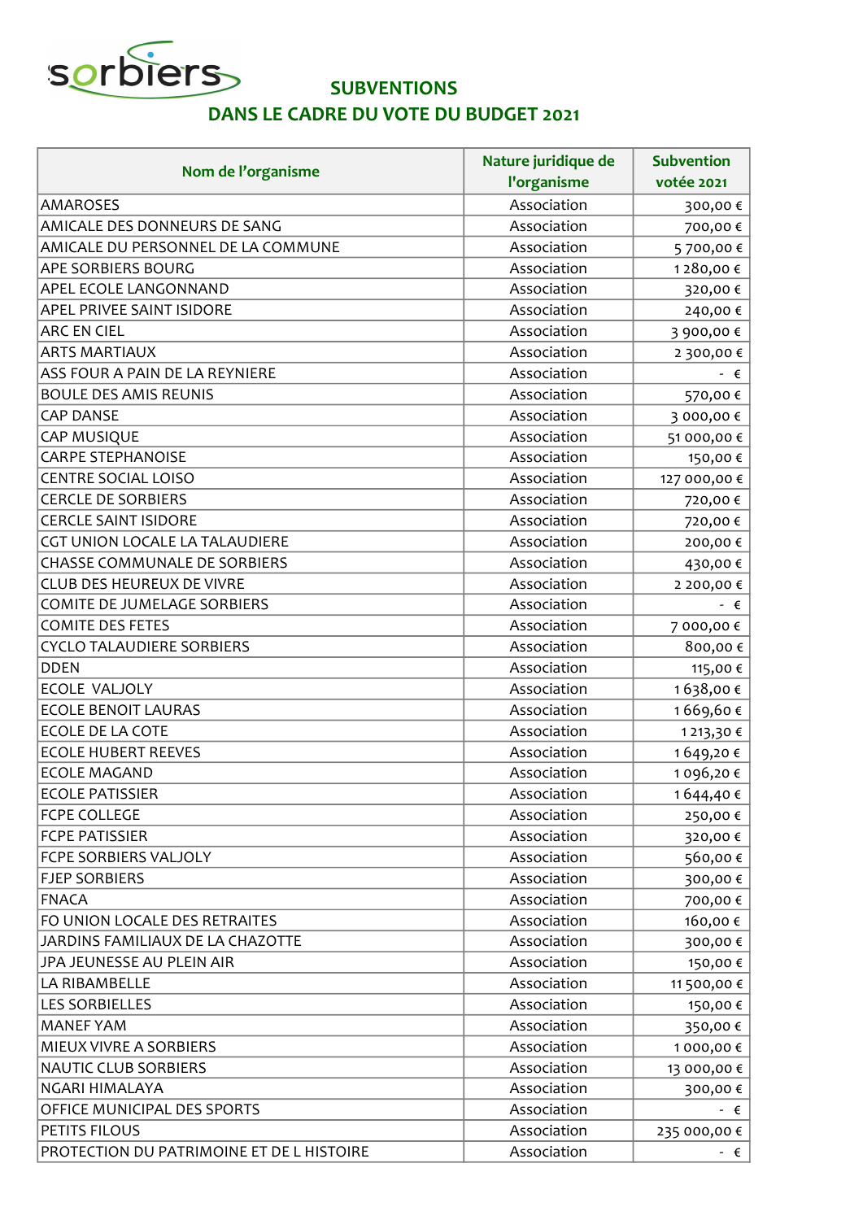sorbiers

## SUBVENTIONS
## DANS LE CADRE DU VOTE DU BUDGET 2021

| Nom de l'organisme | Nature juridique de l'organisme | Subvention votée 2021 |
|---|---|---|
| AMAROSES | Association | 300,00 € |
| AMICALE DES DONNEURS DE SANG | Association | 700,00 € |
| AMICALE DU PERSONNEL DE LA COMMUNE | Association | 5 700,00 € |
| APE SORBIERS BOURG | Association | 1 280,00 € |
| APEL ECOLE LANGONNAND | Association | 320,00 € |
| APEL PRIVEE SAINT ISIDORE | Association | 240,00 € |
| ARC EN CIEL | Association | 3 900,00 € |
| ARTS MARTIAUX | Association | 2 300,00 € |
| ASS FOUR A PAIN DE LA REYNIERE | Association | - € |
| BOULE DES AMIS REUNIS | Association | 570,00 € |
| CAP DANSE | Association | 3 000,00 € |
| CAP MUSIQUE | Association | 51 000,00 € |
| CARPE STEPHANOISE | Association | 150,00 € |
| CENTRE SOCIAL LOISO | Association | 127 000,00 € |
| CERCLE DE SORBIERS | Association | 720,00 € |
| CERCLE SAINT ISIDORE | Association | 720,00 € |
| CGT UNION LOCALE LA TALAUDIERE | Association | 200,00 € |
| CHASSE COMMUNALE DE SORBIERS | Association | 430,00 € |
| CLUB DES HEUREUX DE VIVRE | Association | 2 200,00 € |
| COMITE DE JUMELAGE SORBIERS | Association | - € |
| COMITE DES FETES | Association | 7 000,00 € |
| CYCLO TALAUDIERE SORBIERS | Association | 800,00 € |
| DDEN | Association | 115,00 € |
| ECOLE VALJOLY | Association | 1 638,00 € |
| ECOLE BENOIT LAURAS | Association | 1 669,60 € |
| ECOLE DE LA COTE | Association | 1 213,30 € |
| ECOLE HUBERT REEVES | Association | 1 649,20 € |
| ECOLE MAGAND | Association | 1 096,20 € |
| ECOLE PATISSIER | Association | 1 644,40 € |
| FCPE COLLEGE | Association | 250,00 € |
| FCPE PATISSIER | Association | 320,00 € |
| FCPE SORBIERS VALJOLY | Association | 560,00 € |
| FJEP SORBIERS | Association | 300,00 € |
| FNACA | Association | 700,00 € |
| FO UNION LOCALE DES RETRAITES | Association | 160,00 € |
| JARDINS FAMILIAUX DE LA CHAZOTTE | Association | 300,00 € |
| JPA JEUNESSE AU PLEIN AIR | Association | 150,00 € |
| LA RIBAMBELLE | Association | 11 500,00 € |
| LES SORBIELLES | Association | 150,00 € |
| MANEF YAM | Association | 350,00 € |
| MIEUX VIVRE A SORBIERS | Association | 1 000,00 € |
| NAUTIC CLUB SORBIERS | Association | 13 000,00 € |
| NGARI HIMALAYA | Association | 300,00 € |
| OFFICE MUNICIPAL DES SPORTS | Association | - € |
| PETITS FILOUS | Association | 235 000,00 € |
| PROTECTION DU PATRIMOINE ET DE L HISTOIRE | Association | - € |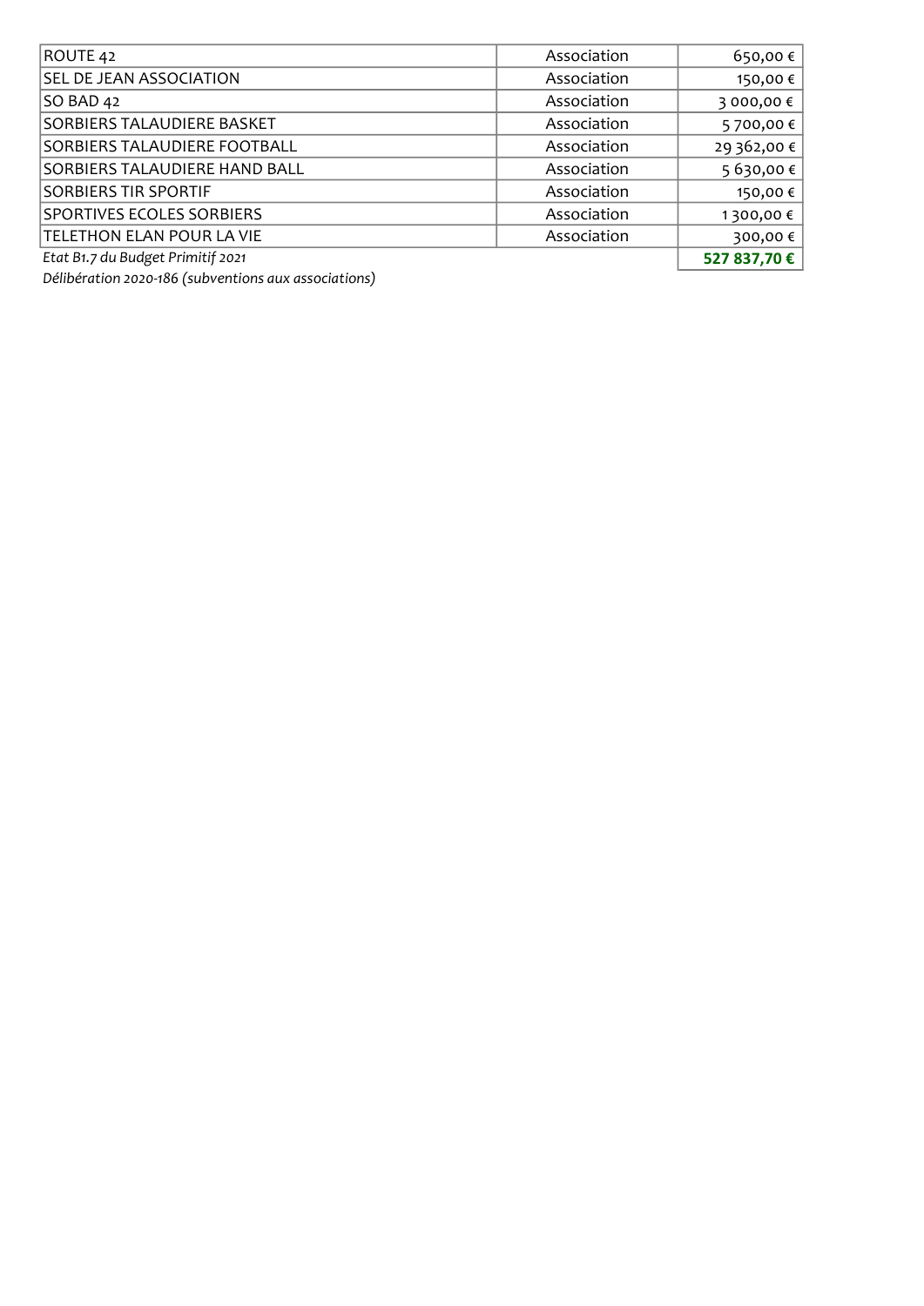| | | |
|---|---|---|
| ROUTE 42 | Association | 650,00 € |
| SEL DE JEAN ASSOCIATION | Association | 150,00 € |
| SO BAD 42 | Association | 3 000,00 € |
| SORBIERS TALAUDIERE BASKET | Association | 5 700,00 € |
| SORBIERS TALAUDIERE FOOTBALL | Association | 29 362,00 € |
| SORBIERS TALAUDIERE HAND BALL | Association | 5 630,00 € |
| SORBIERS TIR SPORTIF | Association | 150,00 € |
| SPORTIVES ECOLES SORBIERS | Association | 1 300,00 € |
| TELETHON ELAN POUR LA VIE | Association | 300,00 € |
| *Etat B1.7 du Budget Primitif 2021* | | **527 837,70 €** |

*Délibération 2020-186 (subventions aux associations)*